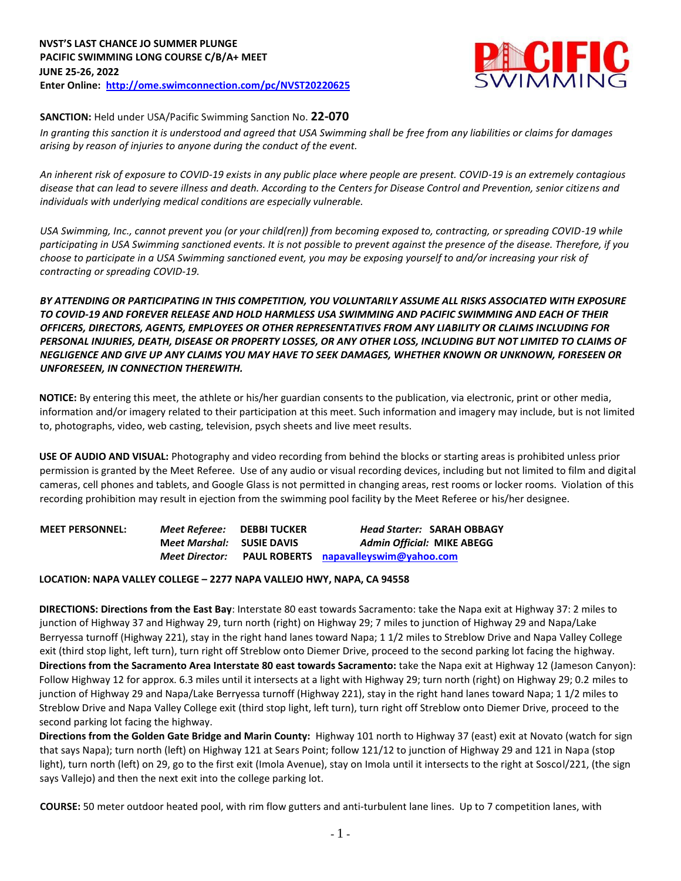**NVST'S LAST CHANCE JO SUMMER PLUNGE**
**PACIFIC SWIMMING LONG COURSE C/B/A+ MEET**
**JUNE 25-26, 2022**
**Enter Online: http://ome.swimconnection.com/pc/NVST20220625**

**SANCTION:** Held under USA/Pacific Swimming Sanction No. **22-070**

*In granting this sanction it is understood and agreed that USA Swimming shall be free from any liabilities or claims for damages arising by reason of injuries to anyone during the conduct of the event.*

*An inherent risk of exposure to COVID-19 exists in any public place where people are present. COVID-19 is an extremely contagious disease that can lead to severe illness and death. According to the Centers for Disease Control and Prevention, senior citizens and individuals with underlying medical conditions are especially vulnerable.*

*USA Swimming, Inc., cannot prevent you (or your child(ren)) from becoming exposed to, contracting, or spreading COVID-19 while participating in USA Swimming sanctioned events. It is not possible to prevent against the presence of the disease. Therefore, if you choose to participate in a USA Swimming sanctioned event, you may be exposing yourself to and/or increasing your risk of contracting or spreading COVID-19.*

***BY ATTENDING OR PARTICIPATING IN THIS COMPETITION, YOU VOLUNTARILY ASSUME ALL RISKS ASSOCIATED WITH EXPOSURE TO COVID-19 AND FOREVER RELEASE AND HOLD HARMLESS USA SWIMMING AND PACIFIC SWIMMING AND EACH OF THEIR OFFICERS, DIRECTORS, AGENTS, EMPLOYEES OR OTHER REPRESENTATIVES FROM ANY LIABILITY OR CLAIMS INCLUDING FOR PERSONAL INJURIES, DEATH, DISEASE OR PROPERTY LOSSES, OR ANY OTHER LOSS, INCLUDING BUT NOT LIMITED TO CLAIMS OF NEGLIGENCE AND GIVE UP ANY CLAIMS YOU MAY HAVE TO SEEK DAMAGES, WHETHER KNOWN OR UNKNOWN, FORESEEN OR UNFORESEEN, IN CONNECTION THEREWITH.***

**NOTICE:** By entering this meet, the athlete or his/her guardian consents to the publication, via electronic, print or other media, information and/or imagery related to their participation at this meet. Such information and imagery may include, but is not limited to, photographs, video, web casting, television, psych sheets and live meet results.

**USE OF AUDIO AND VISUAL:** Photography and video recording from behind the blocks or starting areas is prohibited unless prior permission is granted by the Meet Referee. Use of any audio or visual recording devices, including but not limited to film and digital cameras, cell phones and tablets, and Google Glass is not permitted in changing areas, rest rooms or locker rooms. Violation of this recording prohibition may result in ejection from the swimming pool facility by the Meet Referee or his/her designee.

| | | | | |
|---|---|---|---|---|
| **MEET PERSONNEL:** | ***Meet Referee:*** | **DEBBI TUCKER** | ***Head Starter:*** | **SARAH OBBAGY** |
| | ***Meet Marshal:*** | **SUSIE DAVIS** | ***Admin Official:*** | **MIKE ABEGG** |
| | ***Meet Director:*** | **PAUL ROBERTS** | napavalleyswim@yahoo.com | |

**LOCATION: NAPA VALLEY COLLEGE – 2277 NAPA VALLEJO HWY, NAPA, CA 94558**

**DIRECTIONS: Directions from the East Bay**: Interstate 80 east towards Sacramento: take the Napa exit at Highway 37: 2 miles to junction of Highway 37 and Highway 29, turn north (right) on Highway 29; 7 miles to junction of Highway 29 and Napa/Lake Berryessa turnoff (Highway 221), stay in the right hand lanes toward Napa; 1 1/2 miles to Streblow Drive and Napa Valley College exit (third stop light, left turn), turn right off Streblow onto Diemer Drive, proceed to the second parking lot facing the highway.
**Directions from the Sacramento Area Interstate 80 east towards Sacramento:** take the Napa exit at Highway 12 (Jameson Canyon): Follow Highway 12 for approx. 6.3 miles until it intersects at a light with Highway 29; turn north (right) on Highway 29; 0.2 miles to junction of Highway 29 and Napa/Lake Berryessa turnoff (Highway 221), stay in the right hand lanes toward Napa; 1 1/2 miles to Streblow Drive and Napa Valley College exit (third stop light, left turn), turn right off Streblow onto Diemer Drive, proceed to the second parking lot facing the highway.
**Directions from the Golden Gate Bridge and Marin County:** Highway 101 north to Highway 37 (east) exit at Novato (watch for sign that says Napa); turn north (left) on Highway 121 at Sears Point; follow 121/12 to junction of Highway 29 and 121 in Napa (stop light), turn north (left) on 29, go to the first exit (Imola Avenue), stay on Imola until it intersects to the right at Soscol/221, (the sign says Vallejo) and then the next exit into the college parking lot.

**COURSE:** 50 meter outdoor heated pool, with rim flow gutters and anti-turbulent lane lines. Up to 7 competition lanes, with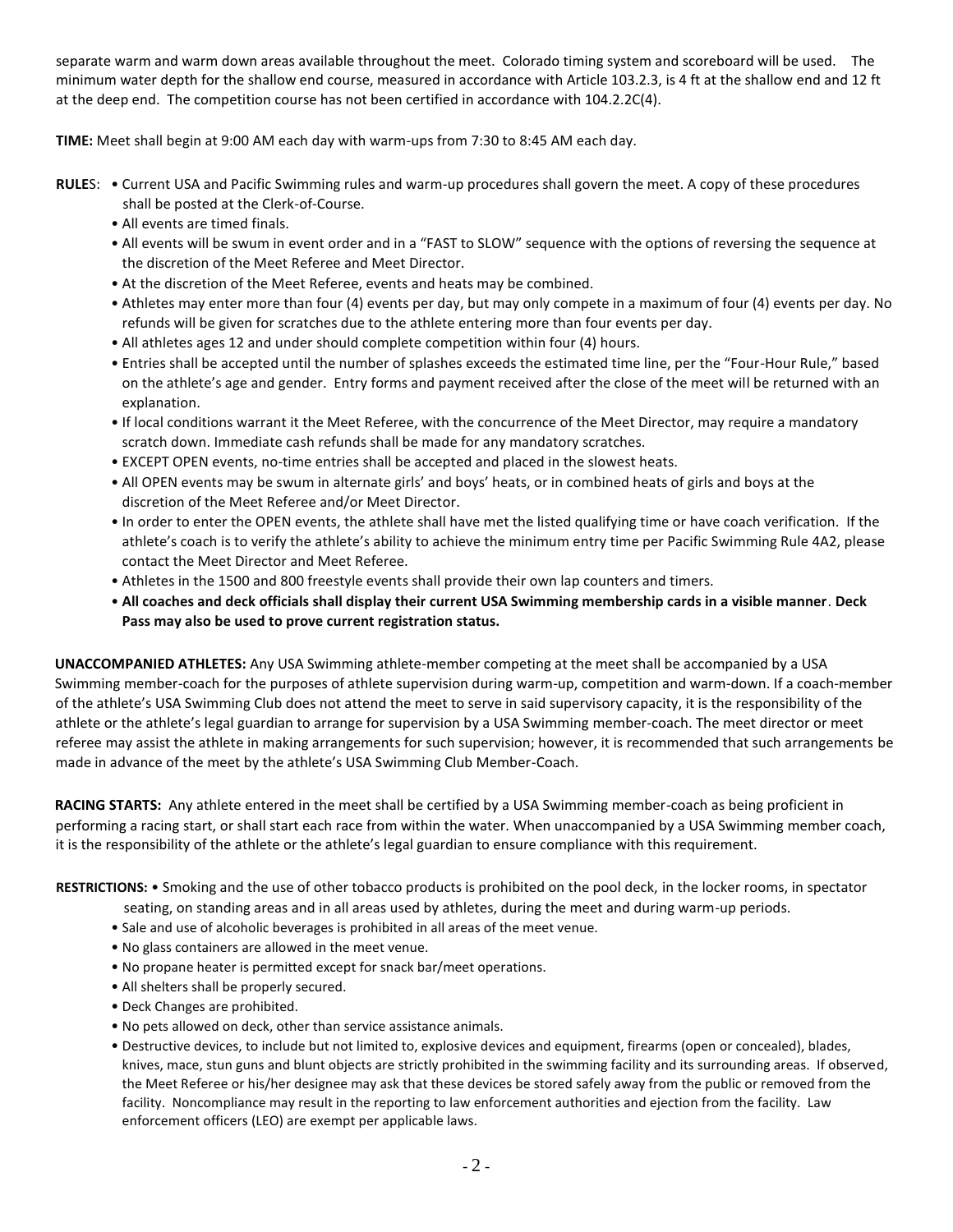separate warm and warm down areas available throughout the meet. Colorado timing system and scoreboard will be used. The minimum water depth for the shallow end course, measured in accordance with Article 103.2.3, is 4 ft at the shallow end and 12 ft at the deep end. The competition course has not been certified in accordance with 104.2.2C(4).

**TIME:** Meet shall begin at 9:00 AM each day with warm-ups from 7:30 to 8:45 AM each day.

**RULES**:
- Current USA and Pacific Swimming rules and warm-up procedures shall govern the meet. A copy of these procedures shall be posted at the Clerk-of-Course.
- All events are timed finals.
- All events will be swum in event order and in a "FAST to SLOW" sequence with the options of reversing the sequence at the discretion of the Meet Referee and Meet Director.
- At the discretion of the Meet Referee, events and heats may be combined.
- Athletes may enter more than four (4) events per day, but may only compete in a maximum of four (4) events per day. No refunds will be given for scratches due to the athlete entering more than four events per day.
- All athletes ages 12 and under should complete competition within four (4) hours.
- Entries shall be accepted until the number of splashes exceeds the estimated time line, per the "Four-Hour Rule," based on the athlete's age and gender. Entry forms and payment received after the close of the meet will be returned with an explanation.
- If local conditions warrant it the Meet Referee, with the concurrence of the Meet Director, may require a mandatory scratch down. Immediate cash refunds shall be made for any mandatory scratches.
- EXCEPT OPEN events, no-time entries shall be accepted and placed in the slowest heats.
- All OPEN events may be swum in alternate girls' and boys' heats, or in combined heats of girls and boys at the discretion of the Meet Referee and/or Meet Director.
- In order to enter the OPEN events, the athlete shall have met the listed qualifying time or have coach verification. If the athlete's coach is to verify the athlete's ability to achieve the minimum entry time per Pacific Swimming Rule 4A2, please contact the Meet Director and Meet Referee.
- Athletes in the 1500 and 800 freestyle events shall provide their own lap counters and timers.
- **All coaches and deck officials shall display their current USA Swimming membership cards in a visible manner**. **Deck Pass may also be used to prove current registration status.**

**UNACCOMPANIED ATHLETES:** Any USA Swimming athlete-member competing at the meet shall be accompanied by a USA Swimming member-coach for the purposes of athlete supervision during warm-up, competition and warm-down. If a coach-member of the athlete's USA Swimming Club does not attend the meet to serve in said supervisory capacity, it is the responsibility of the athlete or the athlete's legal guardian to arrange for supervision by a USA Swimming member-coach. The meet director or meet referee may assist the athlete in making arrangements for such supervision; however, it is recommended that such arrangements be made in advance of the meet by the athlete's USA Swimming Club Member-Coach.

**RACING STARTS:** Any athlete entered in the meet shall be certified by a USA Swimming member-coach as being proficient in performing a racing start, or shall start each race from within the water. When unaccompanied by a USA Swimming member coach, it is the responsibility of the athlete or the athlete's legal guardian to ensure compliance with this requirement.

**RESTRICTIONS:**
- Smoking and the use of other tobacco products is prohibited on the pool deck, in the locker rooms, in spectator seating, on standing areas and in all areas used by athletes, during the meet and during warm-up periods.
- Sale and use of alcoholic beverages is prohibited in all areas of the meet venue.
- No glass containers are allowed in the meet venue.
- No propane heater is permitted except for snack bar/meet operations.
- All shelters shall be properly secured.
- Deck Changes are prohibited.
- No pets allowed on deck, other than service assistance animals.
- Destructive devices, to include but not limited to, explosive devices and equipment, firearms (open or concealed), blades, knives, mace, stun guns and blunt objects are strictly prohibited in the swimming facility and its surrounding areas. If observed, the Meet Referee or his/her designee may ask that these devices be stored safely away from the public or removed from the facility. Noncompliance may result in the reporting to law enforcement authorities and ejection from the facility. Law enforcement officers (LEO) are exempt per applicable laws.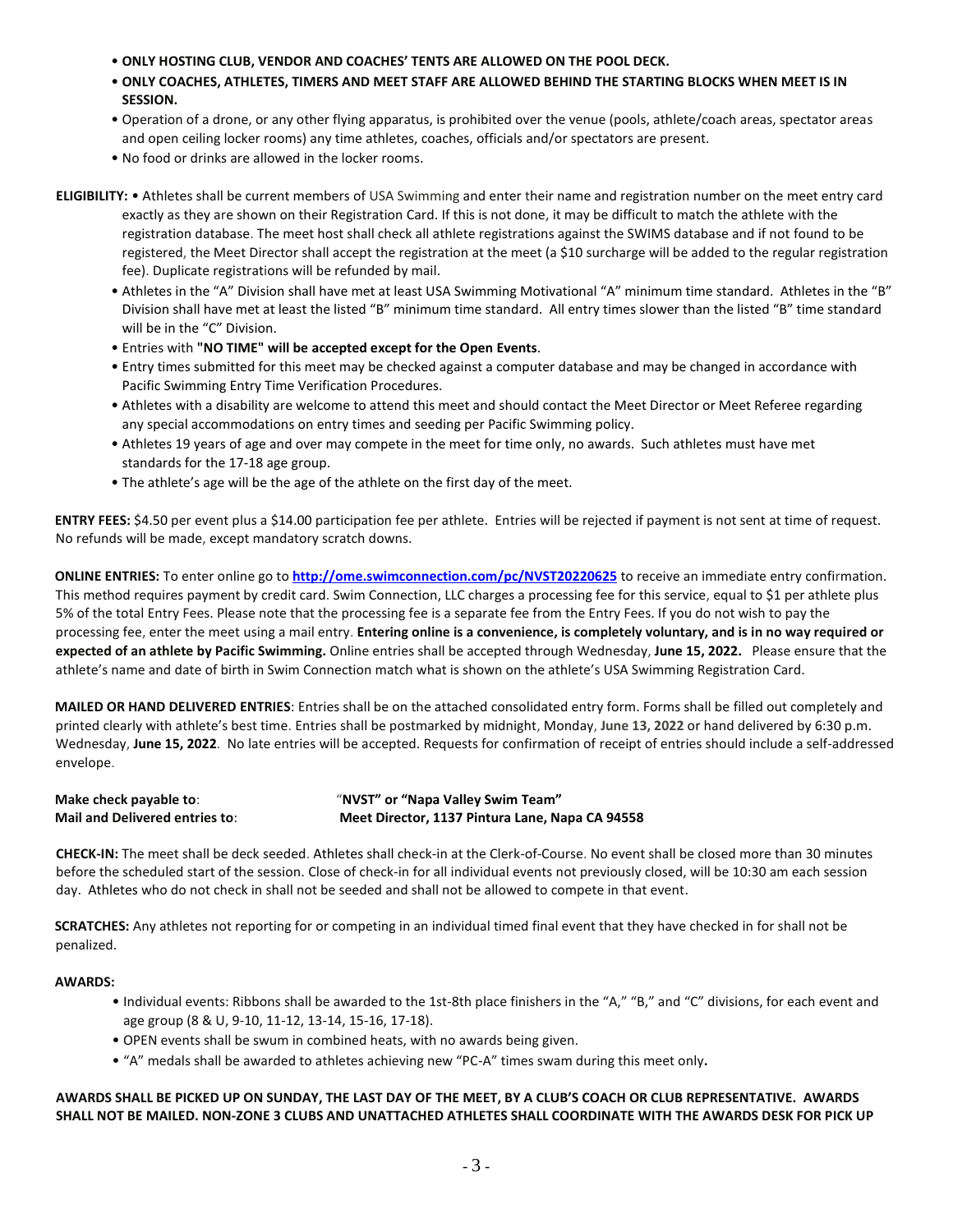- **ONLY HOSTING CLUB, VENDOR AND COACHES' TENTS ARE ALLOWED ON THE POOL DECK.**
- **ONLY COACHES, ATHLETES, TIMERS AND MEET STAFF ARE ALLOWED BEHIND THE STARTING BLOCKS WHEN MEET IS IN SESSION.**
- Operation of a drone, or any other flying apparatus, is prohibited over the venue (pools, athlete/coach areas, spectator areas and open ceiling locker rooms) any time athletes, coaches, officials and/or spectators are present.
- No food or drinks are allowed in the locker rooms.

**ELIGIBILITY:** • Athletes shall be current members of USA Swimming and enter their name and registration number on the meet entry card exactly as they are shown on their Registration Card. If this is not done, it may be difficult to match the athlete with the registration database. The meet host shall check all athlete registrations against the SWIMS database and if not found to be registered, the Meet Director shall accept the registration at the meet (a $10 surcharge will be added to the regular registration fee). Duplicate registrations will be refunded by mail.

- Athletes in the "A" Division shall have met at least USA Swimming Motivational "A" minimum time standard. Athletes in the "B" Division shall have met at least the listed "B" minimum time standard. All entry times slower than the listed "B" time standard will be in the "C" Division.
- Entries with **"NO TIME" will be accepted except for the Open Events**.
- Entry times submitted for this meet may be checked against a computer database and may be changed in accordance with Pacific Swimming Entry Time Verification Procedures.
- Athletes with a disability are welcome to attend this meet and should contact the Meet Director or Meet Referee regarding any special accommodations on entry times and seeding per Pacific Swimming policy.
- Athletes 19 years of age and over may compete in the meet for time only, no awards. Such athletes must have met standards for the 17-18 age group.
- The athlete's age will be the age of the athlete on the first day of the meet.

**ENTRY FEES:** $4.50 per event plus a $14.00 participation fee per athlete. Entries will be rejected if payment is not sent at time of request. No refunds will be made, except mandatory scratch downs.

**ONLINE ENTRIES:** To enter online go to **http://ome.swimconnection.com/pc/NVST20220625** to receive an immediate entry confirmation. This method requires payment by credit card. Swim Connection, LLC charges a processing fee for this service, equal to $1 per athlete plus 5% of the total Entry Fees. Please note that the processing fee is a separate fee from the Entry Fees. If you do not wish to pay the processing fee, enter the meet using a mail entry. **Entering online is a convenience, is completely voluntary, and is in no way required or expected of an athlete by Pacific Swimming.** Online entries shall be accepted through Wednesday, **June 15, 2022.** Please ensure that the athlete's name and date of birth in Swim Connection match what is shown on the athlete's USA Swimming Registration Card.

**MAILED OR HAND DELIVERED ENTRIES**: Entries shall be on the attached consolidated entry form. Forms shall be filled out completely and printed clearly with athlete's best time. Entries shall be postmarked by midnight, Monday, **June 13, 2022** or hand delivered by 6:30 p.m. Wednesday, **June 15, 2022**. No late entries will be accepted. Requests for confirmation of receipt of entries should include a self-addressed envelope.

**Make check payable to**: "**NVST" or "Napa Valley Swim Team"**
**Mail and Delivered entries to**: **Meet Director, 1137 Pintura Lane, Napa CA 94558**

**CHECK-IN:** The meet shall be deck seeded. Athletes shall check-in at the Clerk-of-Course. No event shall be closed more than 30 minutes before the scheduled start of the session. Close of check-in for all individual events not previously closed, will be 10:30 am each session day. Athletes who do not check in shall not be seeded and shall not be allowed to compete in that event.

**SCRATCHES:** Any athletes not reporting for or competing in an individual timed final event that they have checked in for shall not be penalized.

**AWARDS:**

- Individual events: Ribbons shall be awarded to the 1st-8th place finishers in the "A," "B," and "C" divisions, for each event and age group (8 & U, 9-10, 11-12, 13-14, 15-16, 17-18).
- OPEN events shall be swum in combined heats, with no awards being given.
- "A" medals shall be awarded to athletes achieving new "PC-A" times swam during this meet only**.**

**AWARDS SHALL BE PICKED UP ON SUNDAY, THE LAST DAY OF THE MEET, BY A CLUB'S COACH OR CLUB REPRESENTATIVE. AWARDS SHALL NOT BE MAILED. NON-ZONE 3 CLUBS AND UNATTACHED ATHLETES SHALL COORDINATE WITH THE AWARDS DESK FOR PICK UP**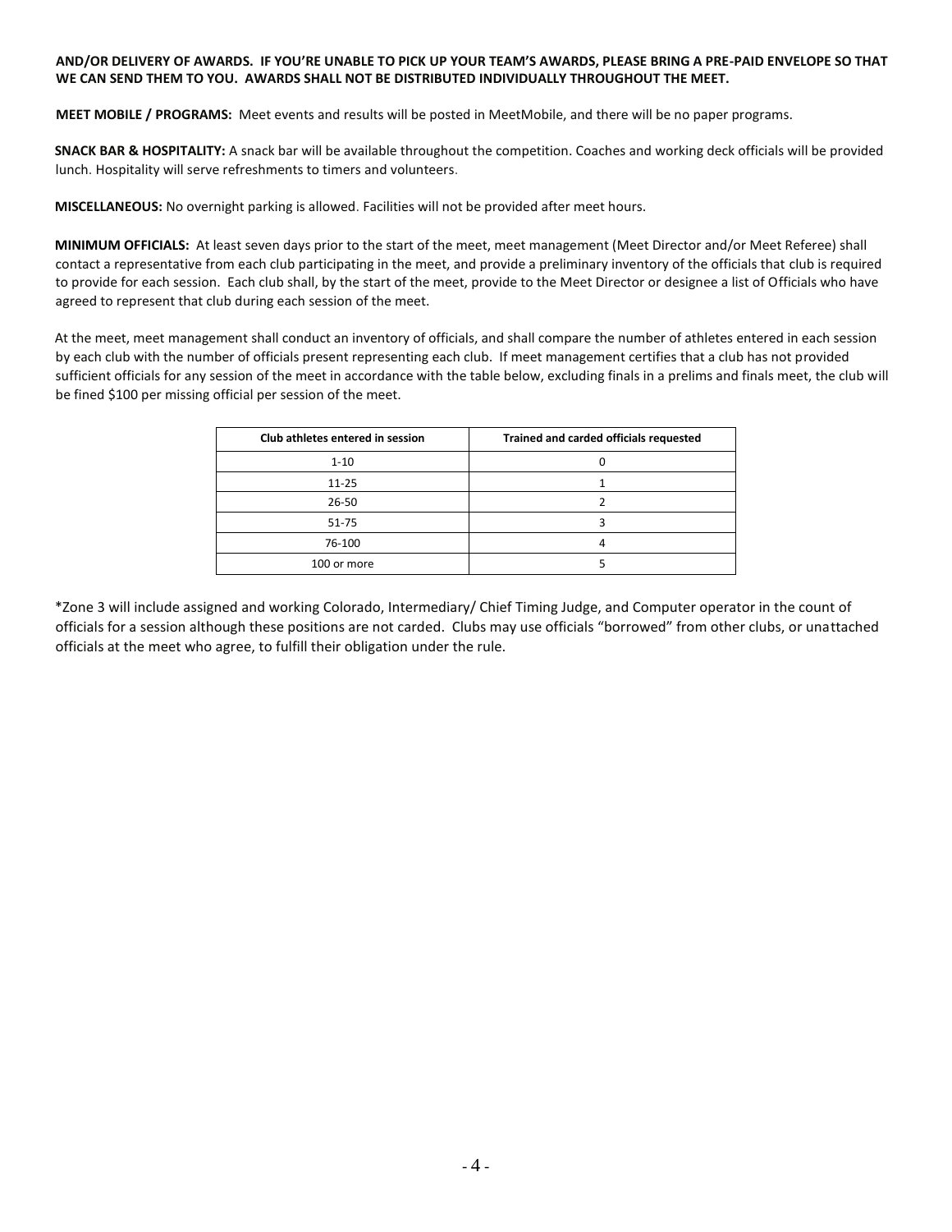**AND/OR DELIVERY OF AWARDS. IF YOU'RE UNABLE TO PICK UP YOUR TEAM'S AWARDS, PLEASE BRING A PRE-PAID ENVELOPE SO THAT WE CAN SEND THEM TO YOU. AWARDS SHALL NOT BE DISTRIBUTED INDIVIDUALLY THROUGHOUT THE MEET.**

**MEET MOBILE / PROGRAMS:** Meet events and results will be posted in MeetMobile, and there will be no paper programs.

**SNACK BAR & HOSPITALITY:** A snack bar will be available throughout the competition. Coaches and working deck officials will be provided lunch. Hospitality will serve refreshments to timers and volunteers.

**MISCELLANEOUS:** No overnight parking is allowed. Facilities will not be provided after meet hours.

**MINIMUM OFFICIALS:** At least seven days prior to the start of the meet, meet management (Meet Director and/or Meet Referee) shall contact a representative from each club participating in the meet, and provide a preliminary inventory of the officials that club is required to provide for each session. Each club shall, by the start of the meet, provide to the Meet Director or designee a list of Officials who have agreed to represent that club during each session of the meet.

At the meet, meet management shall conduct an inventory of officials, and shall compare the number of athletes entered in each session by each club with the number of officials present representing each club. If meet management certifies that a club has not provided sufficient officials for any session of the meet in accordance with the table below, excluding finals in a prelims and finals meet, the club will be fined $100 per missing official per session of the meet.

| Club athletes entered in session | Trained and carded officials requested |
|---|---|
| 1-10 | 0 |
| 11-25 | 1 |
| 26-50 | 2 |
| 51-75 | 3 |
| 76-100 | 4 |
| 100 or more | 5 |

*Zone 3 will include assigned and working Colorado, Intermediary/ Chief Timing Judge, and Computer operator in the count of officials for a session although these positions are not carded. Clubs may use officials "borrowed" from other clubs, or unattached officials at the meet who agree, to fulfill their obligation under the rule.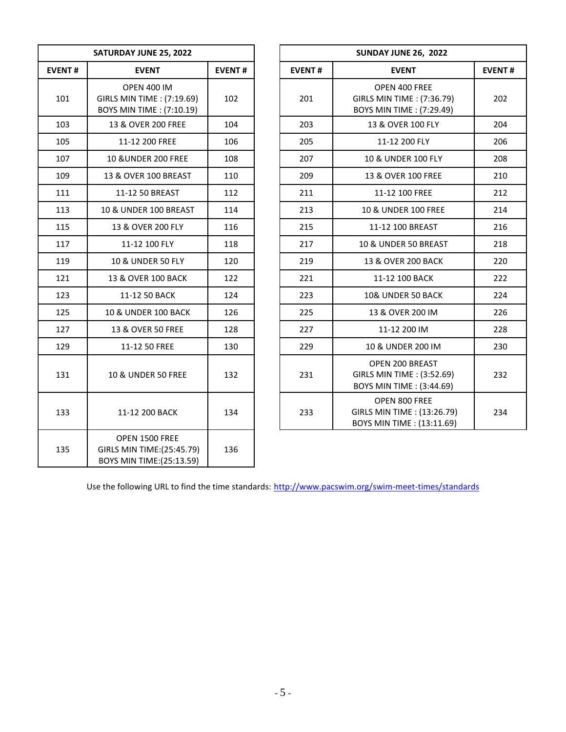| SATURDAY JUNE 25, 2022 | | |
|---|---|---|
| EVENT # | EVENT | EVENT # |
| 101 | OPEN 400 IM<br>GIRLS MIN TIME : (7:19.69)<br>BOYS MIN TIME : (7:10.19) | 102 |
| 103 | 13 & OVER 200 FREE | 104 |
| 105 | 11-12 200 FREE | 106 |
| 107 | 10 &UNDER 200 FREE | 108 |
| 109 | 13 & OVER 100 BREAST | 110 |
| 111 | 11-12 50 BREAST | 112 |
| 113 | 10 & UNDER 100 BREAST | 114 |
| 115 | 13 & OVER 200 FLY | 116 |
| 117 | 11-12 100 FLY | 118 |
| 119 | 10 & UNDER 50 FLY | 120 |
| 121 | 13 & OVER 100 BACK | 122 |
| 123 | 11-12 50 BACK | 124 |
| 125 | 10 & UNDER 100 BACK | 126 |
| 127 | 13 & OVER 50 FREE | 128 |
| 129 | 11-12 50 FREE | 130 |
| 131 | 10 & UNDER 50 FREE | 132 |
| 133 | 11-12 200 BACK | 134 |
| 135 | OPEN 1500 FREE<br>GIRLS MIN TIME:(25:45.79)<br>BOYS MIN TIME:(25:13.59) | 136 |

| SUNDAY JUNE 26, 2022 | | |
|---|---|---|
| EVENT # | EVENT | EVENT # |
| 201 | OPEN 400 FREE<br>GIRLS MIN TIME : (7:36.79)<br>BOYS MIN TIME : (7:29.49) | 202 |
| 203 | 13 & OVER 100 FLY | 204 |
| 205 | 11-12 200 FLY | 206 |
| 207 | 10 & UNDER 100 FLY | 208 |
| 209 | 13 & OVER 100 FREE | 210 |
| 211 | 11-12 100 FREE | 212 |
| 213 | 10 & UNDER 100 FREE | 214 |
| 215 | 11-12 100 BREAST | 216 |
| 217 | 10 & UNDER 50 BREAST | 218 |
| 219 | 13 & OVER 200 BACK | 220 |
| 221 | 11-12 100 BACK | 222 |
| 223 | 10& UNDER 50 BACK | 224 |
| 225 | 13 & OVER 200 IM | 226 |
| 227 | 11-12 200 IM | 228 |
| 229 | 10 & UNDER 200 IM | 230 |
| 231 | OPEN 200 BREAST<br>GIRLS MIN TIME : (3:52.69)<br>BOYS MIN TIME : (3:44.69) | 232 |
| 233 | OPEN 800 FREE<br>GIRLS MIN TIME : (13:26.79)<br>BOYS MIN TIME : (13:11.69) | 234 |

Use the following URL to find the time standards: http://www.pacswim.org/swim-meet-times/standards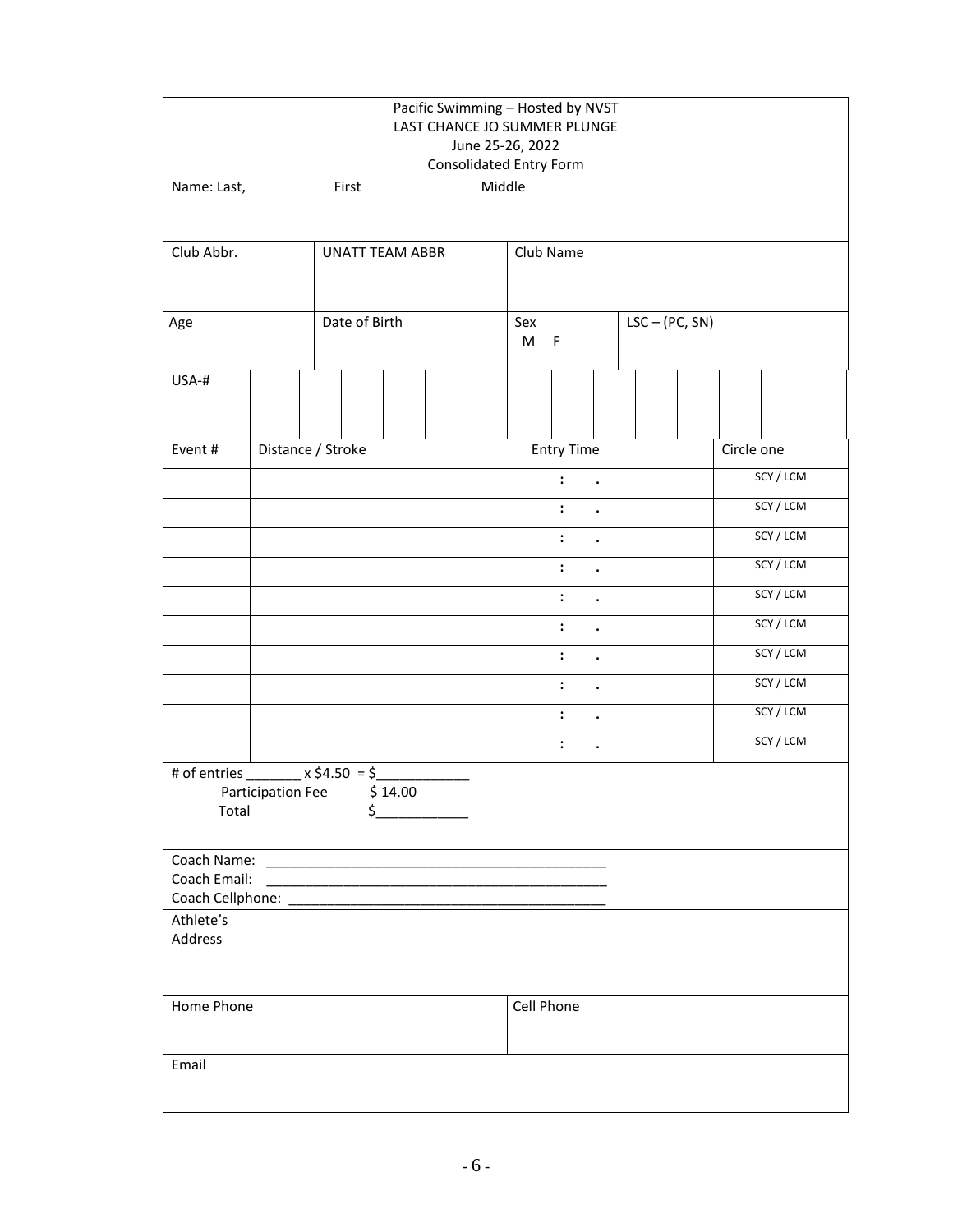Pacific Swimming – Hosted by NVST
LAST CHANCE JO SUMMER PLUNGE
June 25-26, 2022
Consolidated Entry Form

| Name: Last, | First | Middle |
|---|---|---|
| | | |

| Club Abbr. | UNATT TEAM ABBR | Club Name |
|---|---|---|
| | | |

| Age | Date of Birth | Sex M F | LSC – (PC, SN) |
|---|---|---|---|
| | | | |

| USA-# | | | | | | | | | | | | | | |
|---|---|---|---|---|---|---|---|---|---|---|---|---|---|---|
| | | | | | | | | | | | | | | |

| Event # | Distance / Stroke | Entry Time | Circle one |
|---|---|---|---|
| | | : . | SCY / LCM |
| | | : . | SCY / LCM |
| | | : . | SCY / LCM |
| | | : . | SCY / LCM |
| | | : . | SCY / LCM |
| | | : . | SCY / LCM |
| | | : . | SCY / LCM |
| | | : . | SCY / LCM |
| | | : . | SCY / LCM |
| | | : . | SCY / LCM |

# of entries _______ x $4.50 = $____________
Participation Fee $ 14.00
Total $____________

Coach Name: _____________________________________________
Coach Email: _____________________________________________
Coach Cellphone: _________________________________________

Athlete's Address

| Home Phone | Cell Phone |
|---|---|
| | |

Email